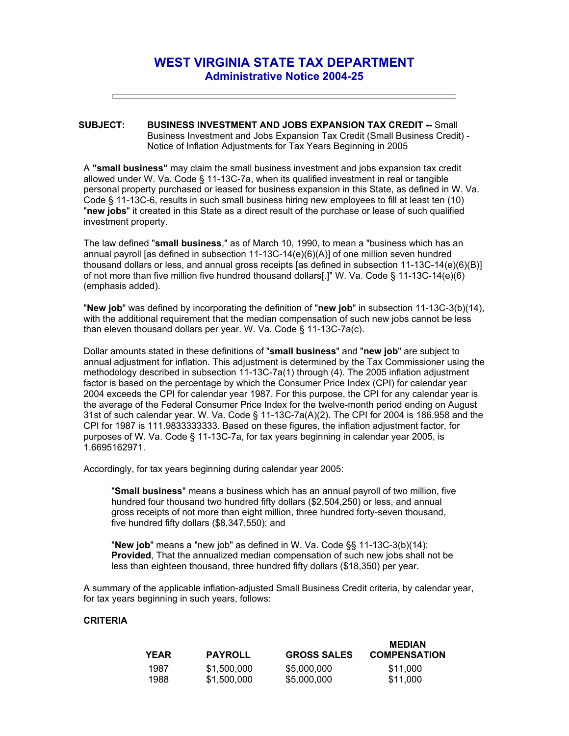# WEST VIRGINIA STATE TAX DEPARTMENT
## Administrative Notice 2004-25

---

**SUBJECT: BUSINESS INVESTMENT AND JOBS EXPANSION TAX CREDIT --** Small Business Investment and Jobs Expansion Tax Credit (Small Business Credit) - Notice of Inflation Adjustments for Tax Years Beginning in 2005

A **"small business"** may claim the small business investment and jobs expansion tax credit allowed under W. Va. Code § 11-13C-7a, when its qualified investment in real or tangible personal property purchased or leased for business expansion in this State, as defined in W. Va. Code § 11-13C-6, results in such small business hiring new employees to fill at least ten (10) "**new jobs**" it created in this State as a direct result of the purchase or lease of such qualified investment property.

The law defined "**small business**," as of March 10, 1990, to mean a "business which has an annual payroll [as defined in subsection 11-13C-14(e)(6)(A)] of one million seven hundred thousand dollars or less, and annual gross receipts [as defined in subsection 11-13C-14(e)(6)(B)] of not more than five million five hundred thousand dollars[.]" W. Va. Code § 11-13C-14(e)(6) (emphasis added).

"**New job**" was defined by incorporating the definition of "**new job**" in subsection 11-13C-3(b)(14), with the additional requirement that the median compensation of such new jobs cannot be less than eleven thousand dollars per year. W. Va. Code § 11-13C-7a(c).

Dollar amounts stated in these definitions of "**small business**" and "**new job**" are subject to annual adjustment for inflation. This adjustment is determined by the Tax Commissioner using the methodology described in subsection 11-13C-7a(1) through (4). The 2005 inflation adjustment factor is based on the percentage by which the Consumer Price Index (CPI) for calendar year 2004 exceeds the CPI for calendar year 1987. For this purpose, the CPI for any calendar year is the average of the Federal Consumer Price Index for the twelve-month period ending on August 31st of such calendar year. W. Va. Code § 11-13C-7a(A)(2). The CPI for 2004 is 186.958 and the CPI for 1987 is 111.9833333333. Based on these figures, the inflation adjustment factor, for purposes of W. Va. Code § 11-13C-7a, for tax years beginning in calendar year 2005, is 1.6695162971.

Accordingly, for tax years beginning during calendar year 2005:

> "**Small business**" means a business which has an annual payroll of two million, five hundred four thousand two hundred fifty dollars ($2,504,250) or less, and annual gross receipts of not more than eight million, three hundred forty-seven thousand, five hundred fifty dollars ($8,347,550); and
>
> "**New job**" means a "new job" as defined in W. Va. Code §§ 11-13C-3(b)(14): **Provided**, That the annualized median compensation of such new jobs shall not be less than eighteen thousand, three hundred fifty dollars ($18,350) per year.

A summary of the applicable inflation-adjusted Small Business Credit criteria, by calendar year, for tax years beginning in such years, follows:

**CRITERIA**

| YEAR | PAYROLL | GROSS SALES | MEDIAN COMPENSATION |
|---|---|---|---|
| 1987 | $1,500,000 | $5,000,000 | $11,000 |
| 1988 | $1,500,000 | $5,000,000 | $11,000 |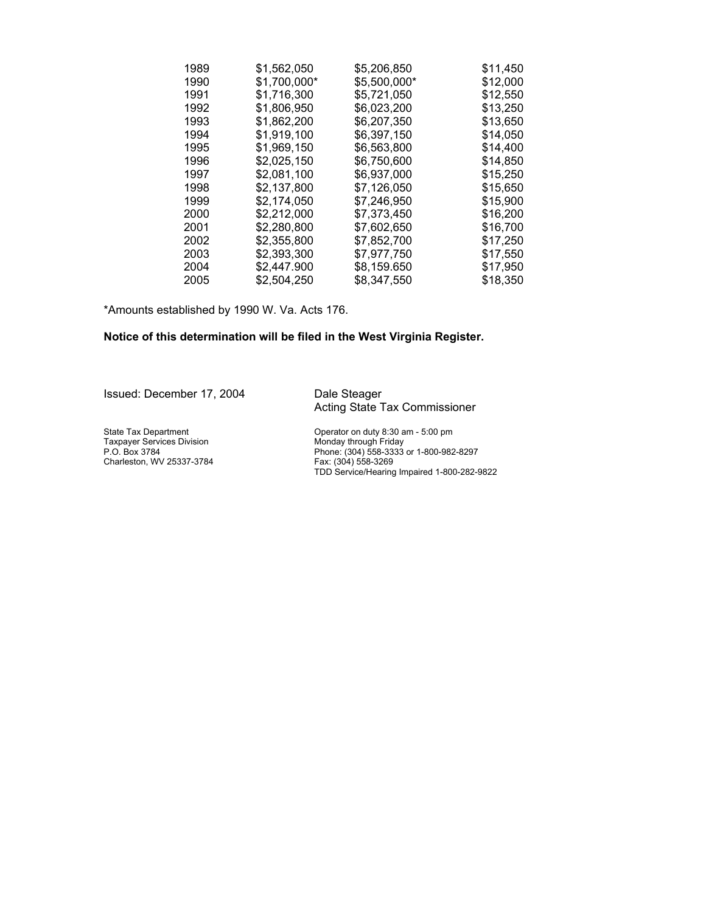| | | | |
|---|---|---|---|
| 1989 | $1,562,050 | $5,206,850 | $11,450 |
| 1990 | $1,700,000* | $5,500,000* | $12,000 |
| 1991 | $1,716,300 | $5,721,050 | $12,550 |
| 1992 | $1,806,950 | $6,023,200 | $13,250 |
| 1993 | $1,862,200 | $6,207,350 | $13,650 |
| 1994 | $1,919,100 | $6,397,150 | $14,050 |
| 1995 | $1,969,150 | $6,563,800 | $14,400 |
| 1996 | $2,025,150 | $6,750,600 | $14,850 |
| 1997 | $2,081,100 | $6,937,000 | $15,250 |
| 1998 | $2,137,800 | $7,126,050 | $15,650 |
| 1999 | $2,174,050 | $7,246,950 | $15,900 |
| 2000 | $2,212,000 | $7,373,450 | $16,200 |
| 2001 | $2,280,800 | $7,602,650 | $16,700 |
| 2002 | $2,355,800 | $7,852,700 | $17,250 |
| 2003 | $2,393,300 | $7,977,750 | $17,550 |
| 2004 | $2,447.900 | $8,159.650 | $17,950 |
| 2005 | $2,504,250 | $8,347,550 | $18,350 |

*Amounts established by 1990 W. Va. Acts 176.

**Notice of this determination will be filed in the West Virginia Register.**

Issued: December 17, 2004

Dale Steager
Acting State Tax Commissioner

State Tax Department
Taxpayer Services Division
P.O. Box 3784
Charleston, WV 25337-3784

Operator on duty 8:30 am - 5:00 pm
Monday through Friday
Phone: (304) 558-3333 or 1-800-982-8297
Fax: (304) 558-3269
TDD Service/Hearing Impaired 1-800-282-9822